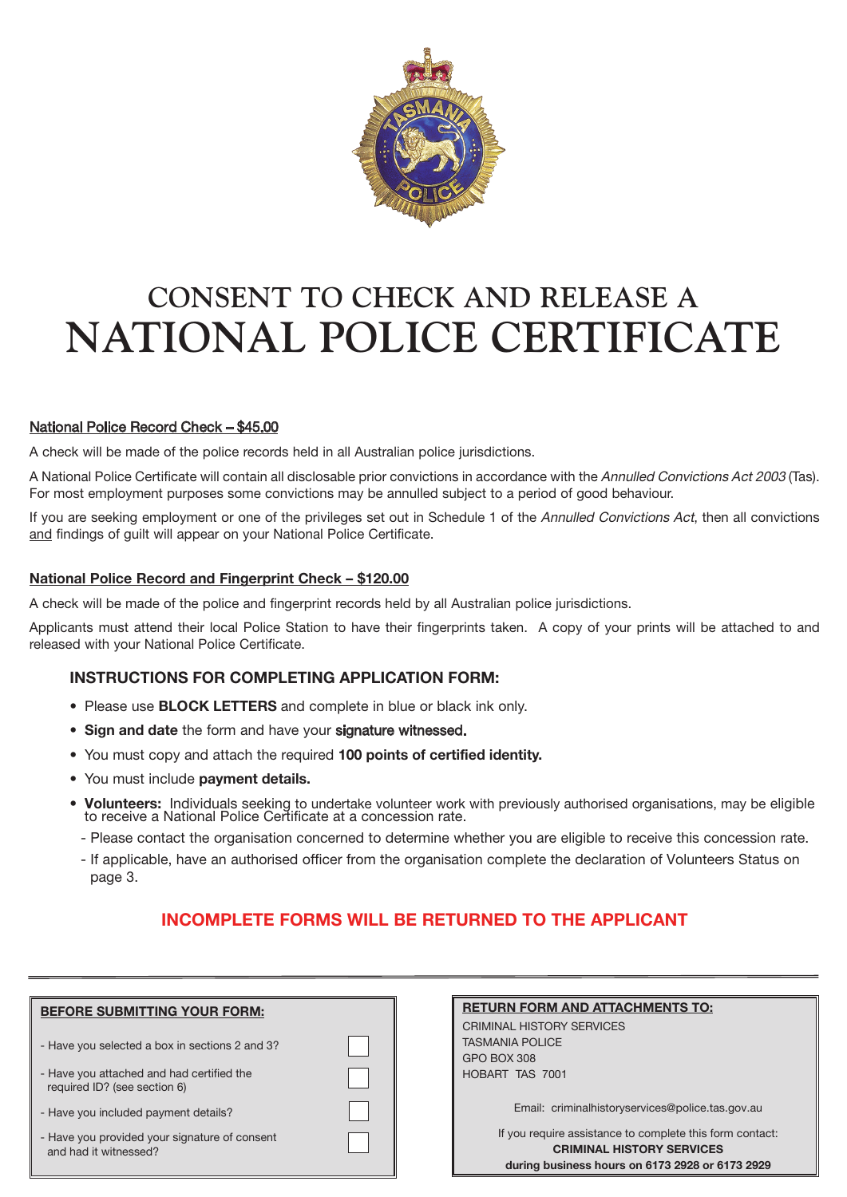# CONSENT TO CHECK AND RELEASE A NATIONAL POLICE CERTIFICATE

## National Police Record Check – $45.00

A check will be made of the police records held in all Australian police jurisdictions.

A National Police Certificate will contain all disclosable prior convictions in accordance with the *Annulled Convictions Act 2003* (Tas). For most employment purposes some convictions may be annulled subject to a period of good behaviour.

If you are seeking employment or one of the privileges set out in Schedule 1 of the *Annulled Convictions Act*, then all convictions and findings of guilt will appear on your National Police Certificate.

## National Police Record and Fingerprint Check – $120.00

A check will be made of the police and fingerprint records held by all Australian police jurisdictions.

Applicants must attend their local Police Station to have their fingerprints taken. A copy of your prints will be attached to and released with your National Police Certificate.

### INSTRUCTIONS FOR COMPLETING APPLICATION FORM:

- Please use **BLOCK LETTERS** and complete in blue or black ink only.
- **Sign and date** the form and have your **signature witnessed.**
- You must copy and attach the required **100 points of certified identity.**
- You must include **payment details.**
- **Volunteers:** Individuals seeking to undertake volunteer work with previously authorised organisations, may be eligible to receive a National Police Certificate at a concession rate.
  - Please contact the organisation concerned to determine whether you are eligible to receive this concession rate.
  - If applicable, have an authorised officer from the organisation complete the declaration of Volunteers Status on page 3.

**INCOMPLETE FORMS WILL BE RETURNED TO THE APPLICANT**

---

**BEFORE SUBMITTING YOUR FORM:**

- Have you selected a box in sections 2 and 3? ☐
- Have you attached and had certified the required ID? (see section 6) ☐
- Have you included payment details? ☐
- Have you provided your signature of consent and had it witnessed? ☐

**RETURN FORM AND ATTACHMENTS TO:**

CRIMINAL HISTORY SERVICES
TASMANIA POLICE
GPO BOX 308
HOBART TAS 7001

Email: criminalhistoryservices@police.tas.gov.au

If you require assistance to complete this form contact:
**CRIMINAL HISTORY SERVICES**
**during business hours on 6173 2928 or 6173 2929**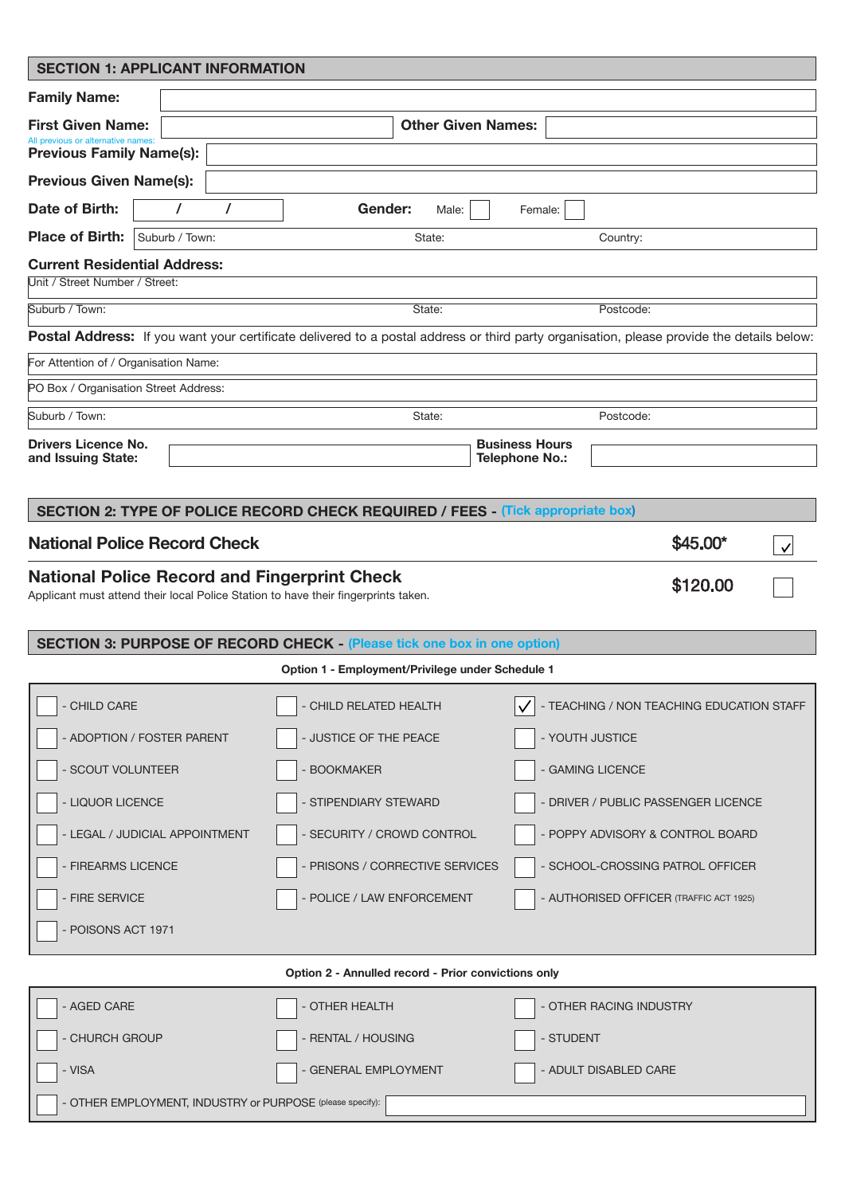## SECTION 1: APPLICANT INFORMATION

**Family Name:**

**First Given Name:** | **Other Given Names:**

All previous or alternative names:

**Previous Family Name(s):**

**Previous Given Name(s):**

**Date of Birth:** / / | **Gender:** Male: ☐ Female: ☐

**Place of Birth:** Suburb / Town: | State: | Country:

**Current Residential Address:**

Unit / Street Number / Street:

Suburb / Town: | State: | Postcode:

**Postal Address:** If you want your certificate delivered to a postal address or third party organisation, please provide the details below:

For Attention of / Organisation Name:

PO Box / Organisation Street Address:

Suburb / Town: | State: | Postcode:

**Drivers Licence No. and Issuing State:** | **Business Hours Telephone No.:**

## SECTION 2: TYPE OF POLICE RECORD CHECK REQUIRED / FEES - (Tick appropriate box)

| Check | Fee | |
|---|---|---|
| **National Police Record Check** | $45.00* | ☑ |
| **National Police Record and Fingerprint Check**<br>Applicant must attend their local Police Station to have their fingerprints taken. | $120.00 | ☐ |

## SECTION 3: PURPOSE OF RECORD CHECK - (Please tick one box in one option)

**Option 1 - Employment/Privilege under Schedule 1**

| | | |
|---|---|---|
| ☐ - CHILD CARE | ☐ - CHILD RELATED HEALTH | ☑ - TEACHING / NON TEACHING EDUCATION STAFF |
| ☐ - ADOPTION / FOSTER PARENT | ☐ - JUSTICE OF THE PEACE | ☐ - YOUTH JUSTICE |
| ☐ - SCOUT VOLUNTEER | ☐ - BOOKMAKER | ☐ - GAMING LICENCE |
| ☐ - LIQUOR LICENCE | ☐ - STIPENDIARY STEWARD | ☐ - DRIVER / PUBLIC PASSENGER LICENCE |
| ☐ - LEGAL / JUDICIAL APPOINTMENT | ☐ - SECURITY / CROWD CONTROL | ☐ - POPPY ADVISORY & CONTROL BOARD |
| ☐ - FIREARMS LICENCE | ☐ - PRISONS / CORRECTIVE SERVICES | ☐ - SCHOOL-CROSSING PATROL OFFICER |
| ☐ - FIRE SERVICE | ☐ - POLICE / LAW ENFORCEMENT | ☐ - AUTHORISED OFFICER (TRAFFIC ACT 1925) |
| ☐ - POISONS ACT 1971 | | |

**Option 2 - Annulled record - Prior convictions only**

| | | |
|---|---|---|
| ☐ - AGED CARE | ☐ - OTHER HEALTH | ☐ - OTHER RACING INDUSTRY |
| ☐ - CHURCH GROUP | ☐ - RENTAL / HOUSING | ☐ - STUDENT |
| ☐ - VISA | ☐ - GENERAL EMPLOYMENT | ☐ - ADULT DISABLED CARE |
| ☐ - OTHER EMPLOYMENT, INDUSTRY or PURPOSE (please specify): | | |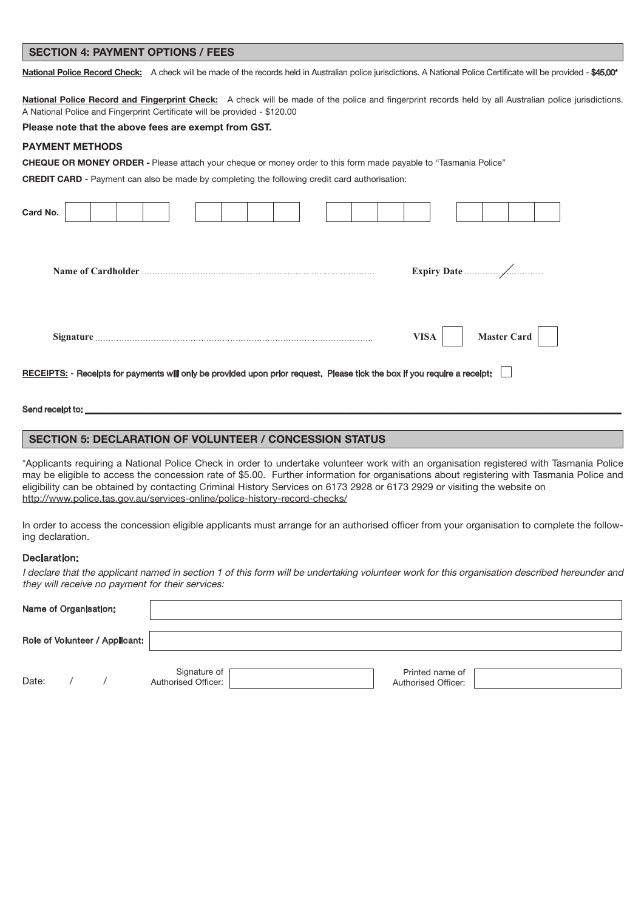## SECTION 4: PAYMENT OPTIONS / FEES

**National Police Record Check:** A check will be made of the records held in Australian police jurisdictions. A National Police Certificate will be provided - $45.00*

**National Police Record and Fingerprint Check:** A check will be made of the police and fingerprint records held by all Australian police jurisdictions. A National Police and Fingerprint Certificate will be provided - $120.00

**Please note that the above fees are exempt from GST.**

**PAYMENT METHODS**

**CHEQUE OR MONEY ORDER -** Please attach your cheque or money order to this form made payable to "Tasmania Police"

**CREDIT CARD -** Payment can also be made by completing the following credit card authorisation:

**Card No.** ☐☐☐☐ ☐☐☐☐ ☐☐☐☐ ☐☐☐☐

**Name of Cardholder** ....................................................................................... **Expiry Date** ............../............

**Signature** ....................................................................................................... **VISA** ☐ **Master Card** ☐

**RECEIPTS:** - Receipts for payments will only be provided upon prior request. Please tick the box if you require a receipt: ☐

Send receipt to: ______________________________________________________________________________

## SECTION 5: DECLARATION OF VOLUNTEER / CONCESSION STATUS

*Applicants requiring a National Police Check in order to undertake volunteer work with an organisation registered with Tasmania Police may be eligible to access the concession rate of $5.00. Further information for organisations about registering with Tasmania Police and eligibility can be obtained by contacting Criminal History Services on 6173 2928 or 6173 2929 or visiting the website on http://www.police.tas.gov.au/services-online/police-history-record-checks/

In order to access the concession eligible applicants must arrange for an authorised officer from your organisation to complete the following declaration.

**Declaration:**

*I declare that the applicant named in section 1 of this form will be undertaking volunteer work for this organisation described hereunder and they will receive no payment for their services:*

Name of Organisation: ____________________

Role of Volunteer / Applicant: ____________________

Date: / / Signature of Authorised Officer: ____________________ Printed name of Authorised Officer: ____________________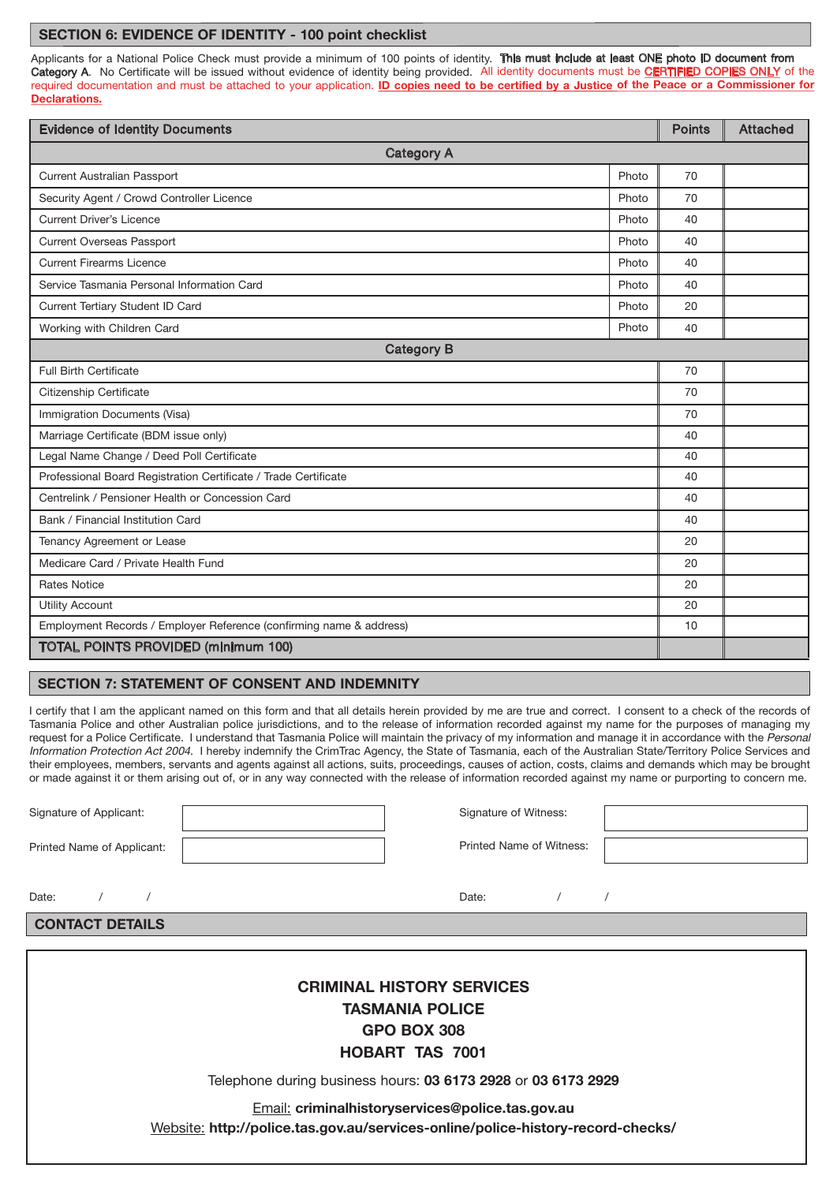## SECTION 6: EVIDENCE OF IDENTITY - 100 point checklist

Applicants for a National Police Check must provide a minimum of 100 points of identity. **This must include at least ONE photo ID document from Category A.** No Certificate will be issued without evidence of identity being provided. All identity documents must be **CERTIFIED COPIES ONLY** of the required documentation and must be attached to your application. **ID copies need to be certified by a Justice of the Peace or a Commissioner for Declarations.**

| Evidence of Identity Documents | | Points | Attached |
|---|---|---|---|
| **Category A** | | | |
| Current Australian Passport | Photo | 70 | |
| Security Agent / Crowd Controller Licence | Photo | 70 | |
| Current Driver's Licence | Photo | 40 | |
| Current Overseas Passport | Photo | 40 | |
| Current Firearms Licence | Photo | 40 | |
| Service Tasmania Personal Information Card | Photo | 40 | |
| Current Tertiary Student ID Card | Photo | 20 | |
| Working with Children Card | Photo | 40 | |
| **Category B** | | | |
| Full Birth Certificate | | 70 | |
| Citizenship Certificate | | 70 | |
| Immigration Documents (Visa) | | 70 | |
| Marriage Certificate (BDM issue only) | | 40 | |
| Legal Name Change / Deed Poll Certificate | | 40 | |
| Professional Board Registration Certificate / Trade Certificate | | 40 | |
| Centrelink / Pensioner Health or Concession Card | | 40 | |
| Bank / Financial Institution Card | | 40 | |
| Tenancy Agreement or Lease | | 20 | |
| Medicare Card / Private Health Fund | | 20 | |
| Rates Notice | | 20 | |
| Utility Account | | 20 | |
| Employment Records / Employer Reference (confirming name & address) | | 10 | |
| **TOTAL POINTS PROVIDED (minimum 100)** | | | |

## SECTION 7: STATEMENT OF CONSENT AND INDEMNITY

I certify that I am the applicant named on this form and that all details herein provided by me are true and correct. I consent to a check of the records of Tasmania Police and other Australian police jurisdictions, and to the release of information recorded against my name for the purposes of managing my request for a Police Certificate. I understand that Tasmania Police will maintain the privacy of my information and manage it in accordance with the *Personal Information Protection Act 2004*. I hereby indemnify the CrimTrac Agency, the State of Tasmania, each of the Australian State/Territory Police Services and their employees, members, servants and agents against all actions, suits, proceedings, causes of action, costs, claims and demands which may be brought or made against it or them arising out of, or in any way connected with the release of information recorded against my name or purporting to concern me.

Signature of Applicant: ____________________ Signature of Witness: ____________________

Printed Name of Applicant: ____________________ Printed Name of Witness: ____________________

Date: / / Date: / /

## CONTACT DETAILS

**CRIMINAL HISTORY SERVICES**
**TASMANIA POLICE**
**GPO BOX 308**
**HOBART TAS 7001**

Telephone during business hours: **03 6173 2928** or **03 6173 2929**

Email: **criminalhistoryservices@police.tas.gov.au**
Website: **http://police.tas.gov.au/services-online/police-history-record-checks/**